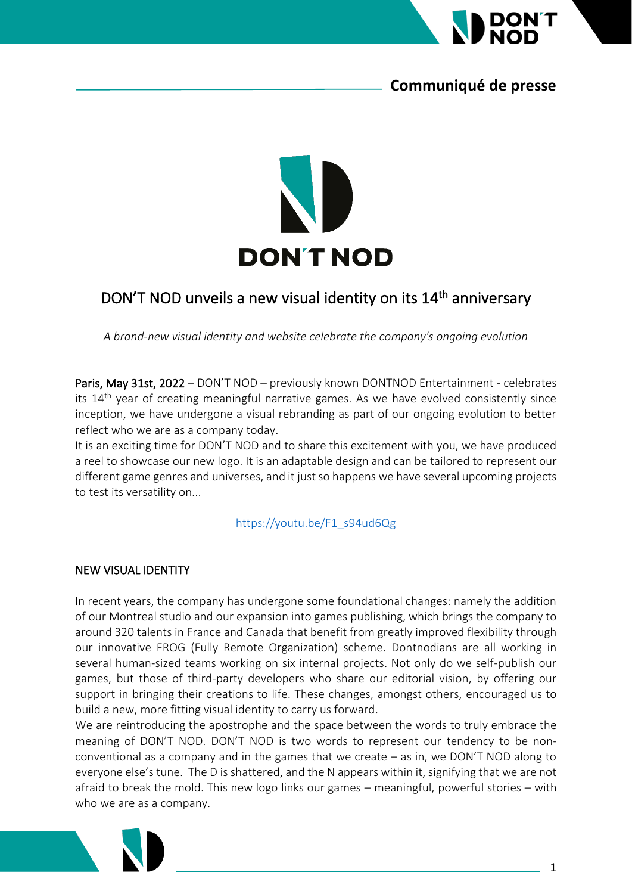**Communiqué de presse**

# DON'T NOD unveils a new visual identity on its 14th anniversary

*A brand-new visual identity and website celebrate the company's ongoing evolution*

**Paris, May 31st, 2022** – DON'T NOD – previously known DONTNOD Entertainment - celebrates its 14th year of creating meaningful narrative games. As we have evolved consistently since inception, we have undergone a visual rebranding as part of our ongoing evolution to better reflect who we are as a company today.

It is an exciting time for DON'T NOD and to share this excitement with you, we have produced a reel to showcase our new logo. It is an adaptable design and can be tailored to represent our different game genres and universes, and it just so happens we have several upcoming projects to test its versatility on...

https://youtu.be/F1_s94ud6Qg

## NEW VISUAL IDENTITY

In recent years, the company has undergone some foundational changes: namely the addition of our Montreal studio and our expansion into games publishing, which brings the company to around 320 talents in France and Canada that benefit from greatly improved flexibility through our innovative FROG (Fully Remote Organization) scheme. Dontnodians are all working in several human-sized teams working on six internal projects. Not only do we self-publish our games, but those of third-party developers who share our editorial vision, by offering our support in bringing their creations to life. These changes, amongst others, encouraged us to build a new, more fitting visual identity to carry us forward.

We are reintroducing the apostrophe and the space between the words to truly embrace the meaning of DON'T NOD. DON'T NOD is two words to represent our tendency to be non-conventional as a company and in the games that we create – as in, we DON'T NOD along to everyone else's tune. The D is shattered, and the N appears within it, signifying that we are not afraid to break the mold. This new logo links our games – meaningful, powerful stories – with who we are as a company.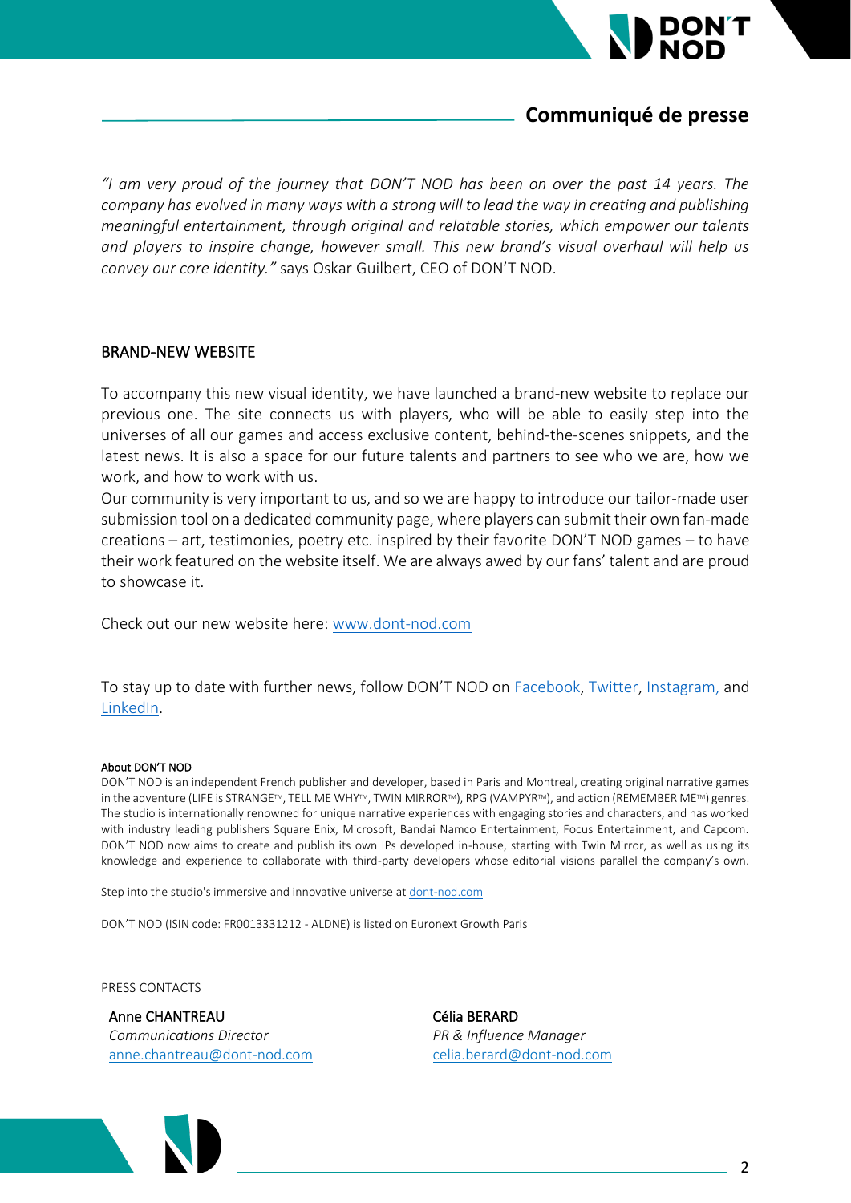## Communiqué de presse

*"I am very proud of the journey that DON'T NOD has been on over the past 14 years. The company has evolved in many ways with a strong will to lead the way in creating and publishing meaningful entertainment, through original and relatable stories, which empower our talents and players to inspire change, however small. This new brand's visual overhaul will help us convey our core identity."* says Oskar Guilbert, CEO of DON'T NOD.

### BRAND-NEW WEBSITE

To accompany this new visual identity, we have launched a brand-new website to replace our previous one. The site connects us with players, who will be able to easily step into the universes of all our games and access exclusive content, behind-the-scenes snippets, and the latest news. It is also a space for our future talents and partners to see who we are, how we work, and how to work with us.

Our community is very important to us, and so we are happy to introduce our tailor-made user submission tool on a dedicated community page, where players can submit their own fan-made creations – art, testimonies, poetry etc. inspired by their favorite DON'T NOD games – to have their work featured on the website itself. We are always awed by our fans' talent and are proud to showcase it.

Check out our new website here: [www.dont-nod.com](www.dont-nod.com)

To stay up to date with further news, follow DON'T NOD on Facebook, Twitter, Instagram, and LinkedIn.

**About DON'T NOD**

DON'T NOD is an independent French publisher and developer, based in Paris and Montreal, creating original narrative games in the adventure (LIFE is STRANGE™, TELL ME WHY™, TWIN MIRROR™), RPG (VAMPYR™), and action (REMEMBER ME™) genres. The studio is internationally renowned for unique narrative experiences with engaging stories and characters, and has worked with industry leading publishers Square Enix, Microsoft, Bandai Namco Entertainment, Focus Entertainment, and Capcom. DON'T NOD now aims to create and publish its own IPs developed in-house, starting with Twin Mirror, as well as using its knowledge and experience to collaborate with third-party developers whose editorial visions parallel the company's own.

Step into the studio's immersive and innovative universe at [dont-nod.com](dont-nod.com)

DON'T NOD (ISIN code: FR0013331212 - ALDNE) is listed on Euronext Growth Paris

PRESS CONTACTS

**Anne CHANTREAU**
*Communications Director*
anne.chantreau@dont-nod.com

**Célia BERARD**
*PR & Influence Manager*
celia.berard@dont-nod.com